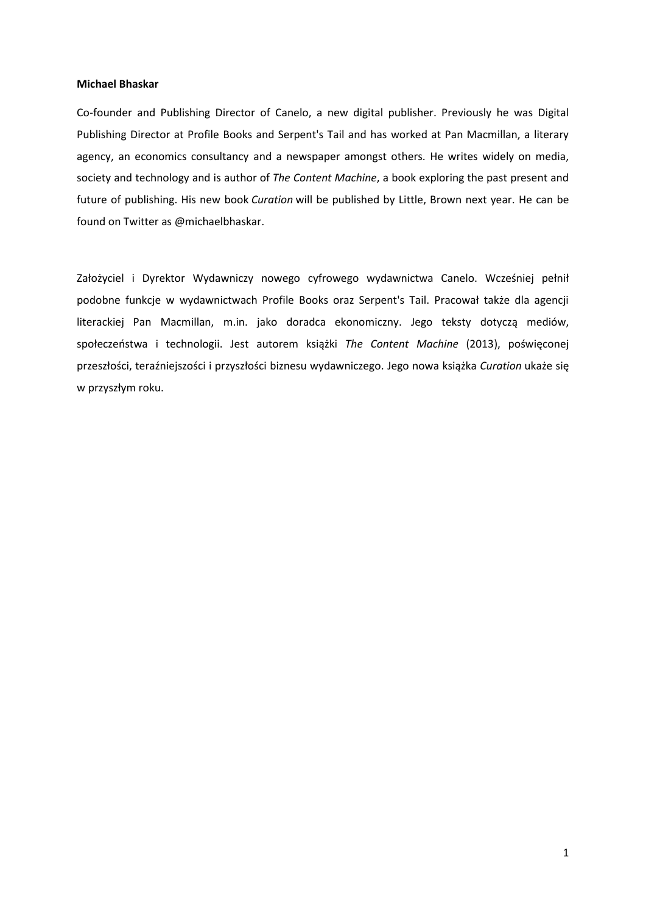**Michael Bhaskar**

Co-founder and Publishing Director of Canelo, a new digital publisher. Previously he was Digital Publishing Director at Profile Books and Serpent's Tail and has worked at Pan Macmillan, a literary agency, an economics consultancy and a newspaper amongst others. He writes widely on media, society and technology and is author of *The Content Machine*, a book exploring the past present and future of publishing. His new book *Curation* will be published by Little, Brown next year. He can be found on Twitter as @michaelbhaskar.

Założyciel i Dyrektor Wydawniczy nowego cyfrowego wydawnictwa Canelo. Wcześniej pełnił podobne funkcje w wydawnictwach Profile Books oraz Serpent's Tail. Pracował także dla agencji literackiej Pan Macmillan, m.in. jako doradca ekonomiczny. Jego teksty dotyczą mediów, społeczeństwa i technologii. Jest autorem książki *The Content Machine* (2013), poświęconej przeszłości, teraźniejszości i przyszłości biznesu wydawniczego. Jego nowa książka *Curation* ukaże się w przyszłym roku.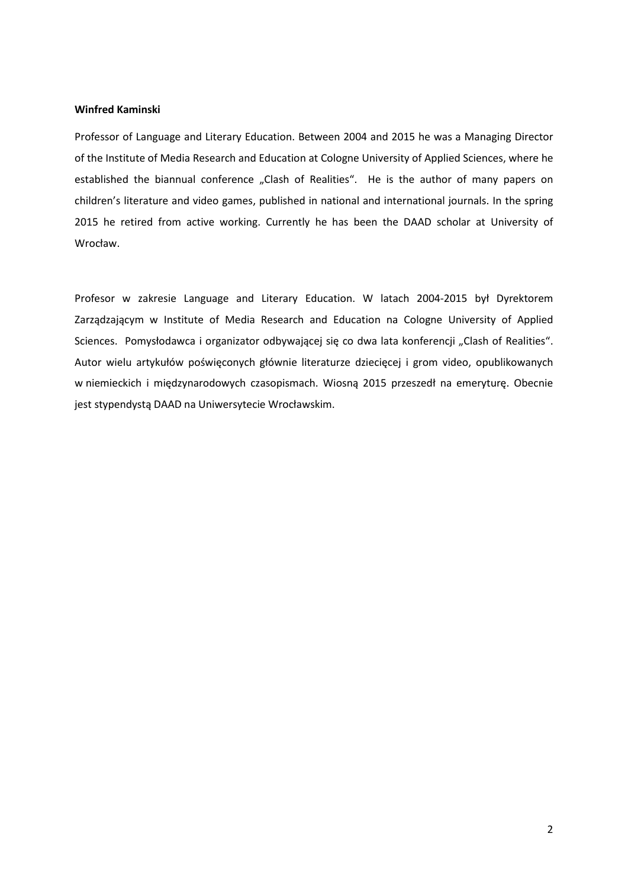**Winfred Kaminski**

Professor of Language and Literary Education. Between 2004 and 2015 he was a Managing Director of the Institute of Media Research and Education at Cologne University of Applied Sciences, where he established the biannual conference „Clash of Realities". He is the author of many papers on children's literature and video games, published in national and international journals. In the spring 2015 he retired from active working. Currently he has been the DAAD scholar at University of Wrocław.

Profesor w zakresie Language and Literary Education. W latach 2004-2015 był Dyrektorem Zarządzającym w Institute of Media Research and Education na Cologne University of Applied Sciences. Pomysłodawca i organizator odbywającej się co dwa lata konferencji „Clash of Realities". Autor wielu artykułów poświęconych głównie literaturze dziecięcej i grom video, opublikowanych w niemieckich i międzynarodowych czasopismach. Wiosną 2015 przeszedł na emeryturę. Obecnie jest stypendystą DAAD na Uniwersytecie Wrocławskim.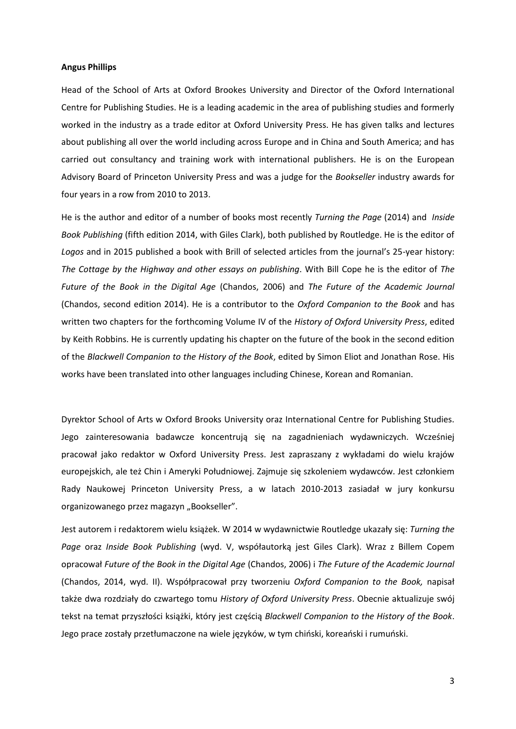**Angus Phillips**

Head of the School of Arts at Oxford Brookes University and Director of the Oxford International Centre for Publishing Studies. He is a leading academic in the area of publishing studies and formerly worked in the industry as a trade editor at Oxford University Press. He has given talks and lectures about publishing all over the world including across Europe and in China and South America; and has carried out consultancy and training work with international publishers. He is on the European Advisory Board of Princeton University Press and was a judge for the *Bookseller* industry awards for four years in a row from 2010 to 2013.

He is the author and editor of a number of books most recently *Turning the Page* (2014) and *Inside Book Publishing* (fifth edition 2014, with Giles Clark), both published by Routledge. He is the editor of *Logos* and in 2015 published a book with Brill of selected articles from the journal's 25-year history: *The Cottage by the Highway and other essays on publishing*. With Bill Cope he is the editor of *The Future of the Book in the Digital Age* (Chandos, 2006) and *The Future of the Academic Journal* (Chandos, second edition 2014). He is a contributor to the *Oxford Companion to the Book* and has written two chapters for the forthcoming Volume IV of the *History of Oxford University Press*, edited by Keith Robbins. He is currently updating his chapter on the future of the book in the second edition of the *Blackwell Companion to the History of the Book*, edited by Simon Eliot and Jonathan Rose. His works have been translated into other languages including Chinese, Korean and Romanian.

Dyrektor School of Arts w Oxford Brooks University oraz International Centre for Publishing Studies. Jego zainteresowania badawcze koncentrują się na zagadnieniach wydawniczych. Wcześniej pracował jako redaktor w Oxford University Press. Jest zapraszany z wykładami do wielu krajów europejskich, ale też Chin i Ameryki Południowej. Zajmuje się szkoleniem wydawców. Jest członkiem Rady Naukowej Princeton University Press, a w latach 2010-2013 zasiadał w jury konkursu organizowanego przez magazyn „Bookseller".

Jest autorem i redaktorem wielu książek. W 2014 w wydawnictwie Routledge ukazały się: *Turning the Page* oraz *Inside Book Publishing* (wyd. V, współautorką jest Giles Clark). Wraz z Billem Copem opracował *Future of the Book in the Digital Age* (Chandos, 2006) i *The Future of the Academic Journal* (Chandos, 2014, wyd. II). Współpracował przy tworzeniu *Oxford Companion to the Book,* napisał także dwa rozdziały do czwartego tomu *History of Oxford University Press*. Obecnie aktualizuje swój tekst na temat przyszłości książki, który jest częścią *Blackwell Companion to the History of the Book*. Jego prace zostały przetłumaczone na wiele języków, w tym chiński, koreański i rumuński.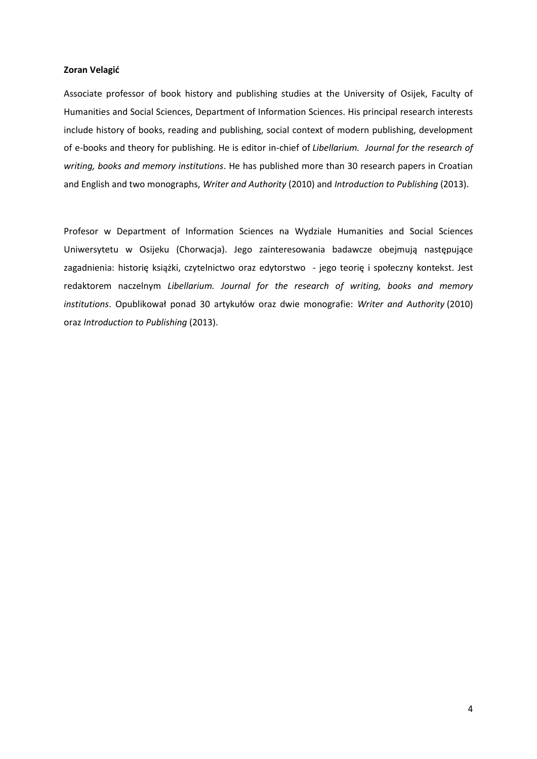**Zoran Velagić**

Associate professor of book history and publishing studies at the University of Osijek, Faculty of Humanities and Social Sciences, Department of Information Sciences. His principal research interests include history of books, reading and publishing, social context of modern publishing, development of e-books and theory for publishing. He is editor in-chief of *Libellarium. Journal for the research of writing, books and memory institutions*. He has published more than 30 research papers in Croatian and English and two monographs, *Writer and Authority* (2010) and *Introduction to Publishing* (2013).

Profesor w Department of Information Sciences na Wydziale Humanities and Social Sciences Uniwersytetu w Osijeku (Chorwacja). Jego zainteresowania badawcze obejmują następujące zagadnienia: historię książki, czytelnictwo oraz edytorstwo - jego teorię i społeczny kontekst. Jest redaktorem naczelnym *Libellarium. Journal for the research of writing, books and memory institutions*. Opublikował ponad 30 artykułów oraz dwie monografie: *Writer and Authority* (2010) oraz *Introduction to Publishing* (2013).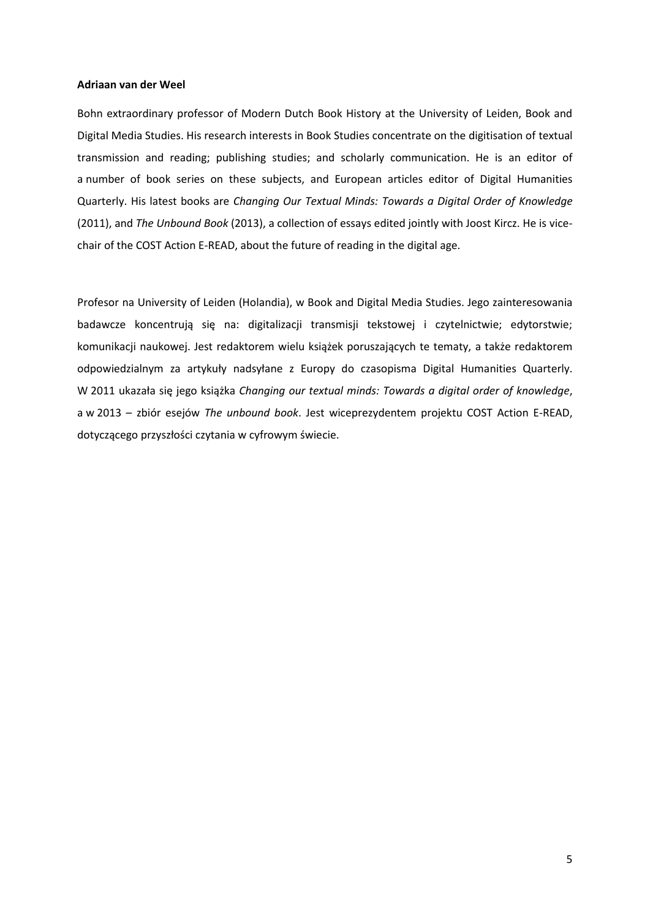**Adriaan van der Weel**

Bohn extraordinary professor of Modern Dutch Book History at the University of Leiden, Book and Digital Media Studies. His research interests in Book Studies concentrate on the digitisation of textual transmission and reading; publishing studies; and scholarly communication. He is an editor of a number of book series on these subjects, and European articles editor of Digital Humanities Quarterly. His latest books are *Changing Our Textual Minds: Towards a Digital Order of Knowledge* (2011), and *The Unbound Book* (2013), a collection of essays edited jointly with Joost Kircz. He is vice-chair of the COST Action E-READ, about the future of reading in the digital age.

Profesor na University of Leiden (Holandia), w Book and Digital Media Studies. Jego zainteresowania badawcze koncentrują się na: digitalizacji transmisji tekstowej i czytelnictwie; edytorstwie; komunikacji naukowej. Jest redaktorem wielu książek poruszających te tematy, a także redaktorem odpowiedzialnym za artykuły nadsyłane z Europy do czasopisma Digital Humanities Quarterly. W 2011 ukazała się jego książka *Changing our textual minds: Towards a digital order of knowledge*, a w 2013 – zbiór esejów *The unbound book*. Jest wiceprezydentem projektu COST Action E-READ, dotyczącego przyszłości czytania w cyfrowym świecie.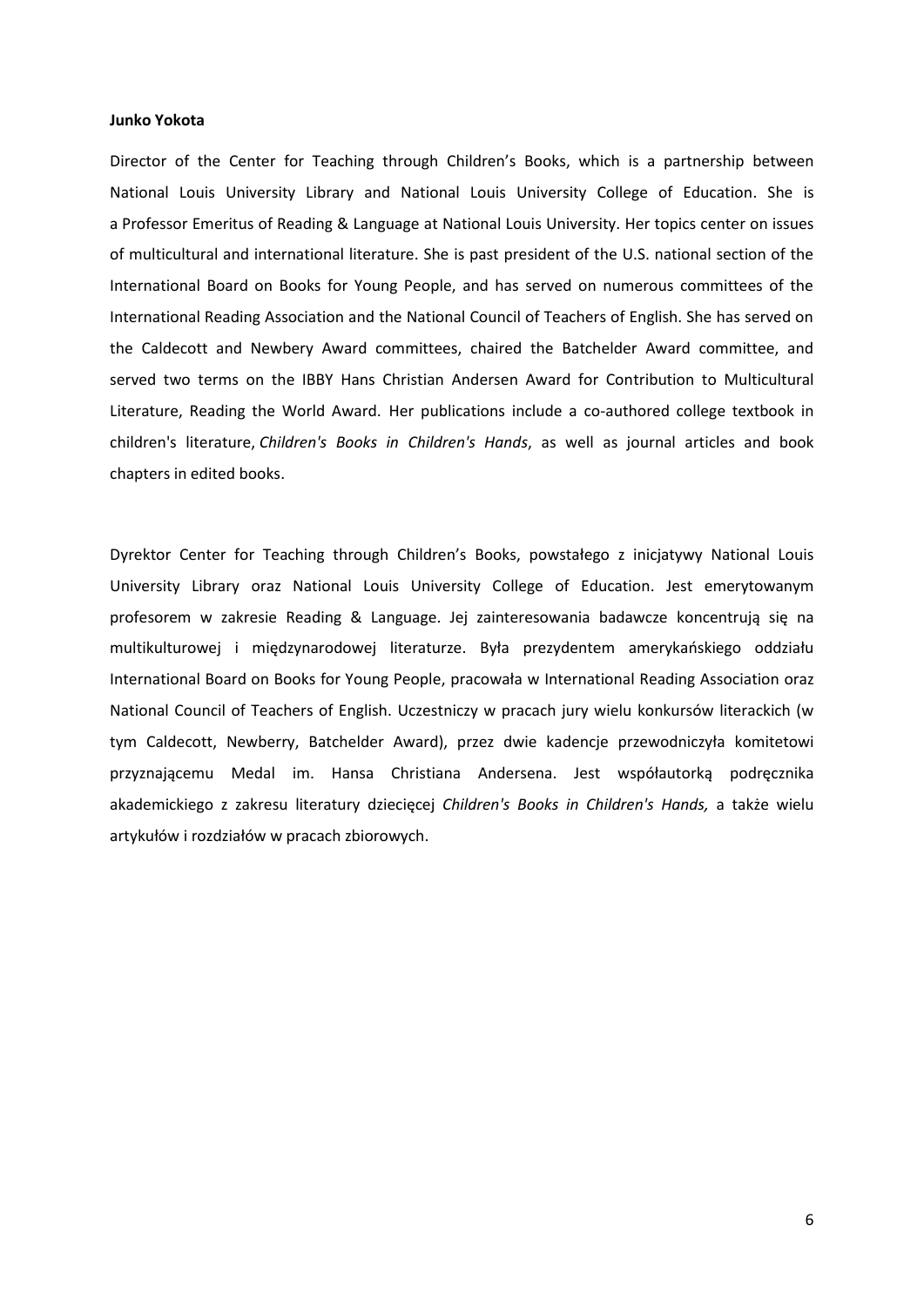**Junko Yokota**

Director of the Center for Teaching through Children's Books, which is a partnership between National Louis University Library and National Louis University College of Education. She is a Professor Emeritus of Reading & Language at National Louis University. Her topics center on issues of multicultural and international literature. She is past president of the U.S. national section of the International Board on Books for Young People, and has served on numerous committees of the International Reading Association and the National Council of Teachers of English. She has served on the Caldecott and Newbery Award committees, chaired the Batchelder Award committee, and served two terms on the IBBY Hans Christian Andersen Award for Contribution to Multicultural Literature, Reading the World Award. Her publications include a co-authored college textbook in children's literature, *Children's Books in Children's Hands*, as well as journal articles and book chapters in edited books.

Dyrektor Center for Teaching through Children's Books, powstałego z inicjatywy National Louis University Library oraz National Louis University College of Education. Jest emerytowanym profesorem w zakresie Reading & Language. Jej zainteresowania badawcze koncentrują się na multikulturowej i międzynarodowej literaturze. Była prezydentem amerykańskiego oddziału International Board on Books for Young People, pracowała w International Reading Association oraz National Council of Teachers of English. Uczestniczy w pracach jury wielu konkursów literackich (w tym Caldecott, Newberry, Batchelder Award), przez dwie kadencje przewodniczyła komitetowi przyznającemu Medal im. Hansa Christiana Andersena. Jest współautorką podręcznika akademickiego z zakresu literatury dziecięcej *Children's Books in Children's Hands,* a także wielu artykułów i rozdziałów w pracach zbiorowych.